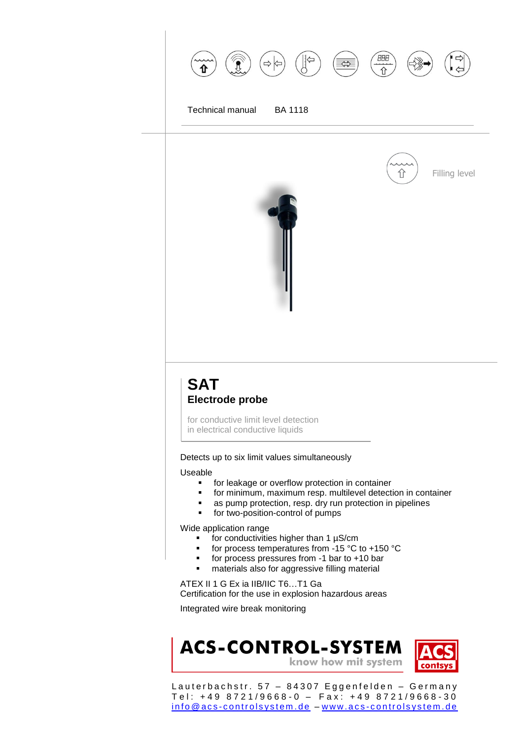Technical manual BA 1118

Filling level

# SAT
## Electrode probe

for conductive limit level detection
in electrical conductive liquids

Detects up to six limit values simultaneously

Useable

- for leakage or overflow protection in container
- for minimum, maximum resp. multilevel detection in container
- as pump protection, resp. dry run protection in pipelines
- for two-position-control of pumps

Wide application range

- for conductivities higher than 1 µS/cm
- for process temperatures from -15 °C to +150 °C
- for process pressures from -1 bar to +10 bar
- materials also for aggressive filling material

ATEX II 1 G Ex ia IIB/IIC T6…T1 Ga
Certification for the use in explosion hazardous areas

Integrated wire break monitoring

**ACS-CONTROL-SYSTEM**
know how mit system

ACS contsys

Lauterbachstr. 57 – 84307 Eggenfelden – Germany
Tel: +49 8721/9668-0 – Fax: +49 8721/9668-30
info@acs-controlsystem.de – www.acs-controlsystem.de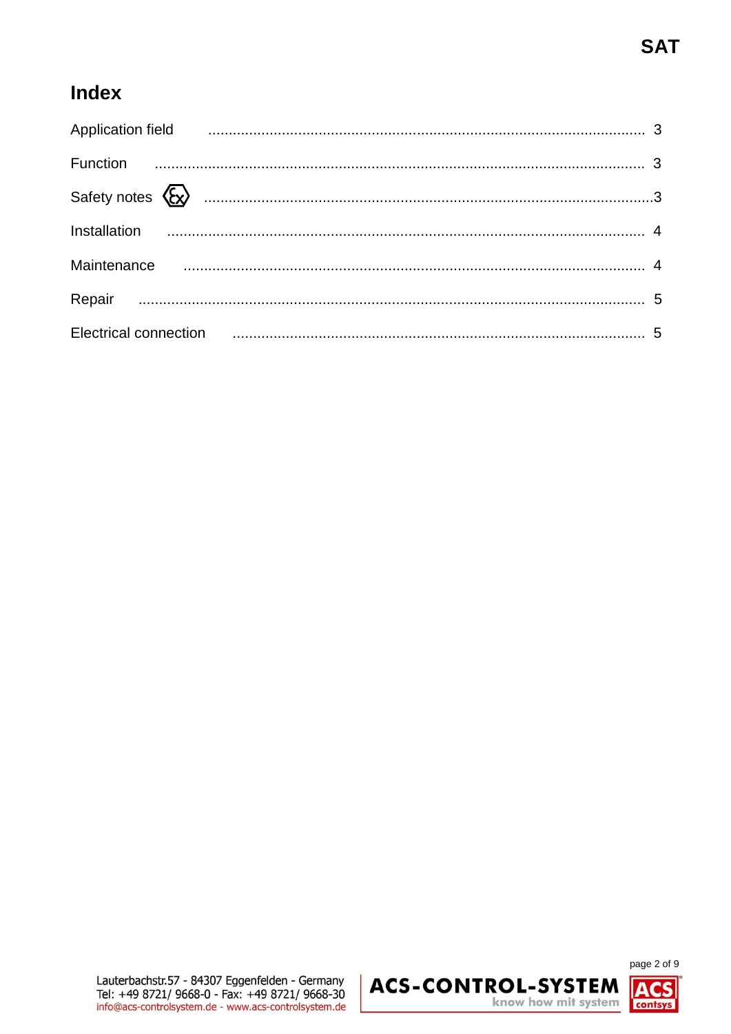# Index

| | |
|---|---|
| Application field | 3 |
| Function | 3 |
| Safety notes | 3 |
| Installation | 4 |
| Maintenance | 4 |
| Repair | 5 |
| Electrical connection | 5 |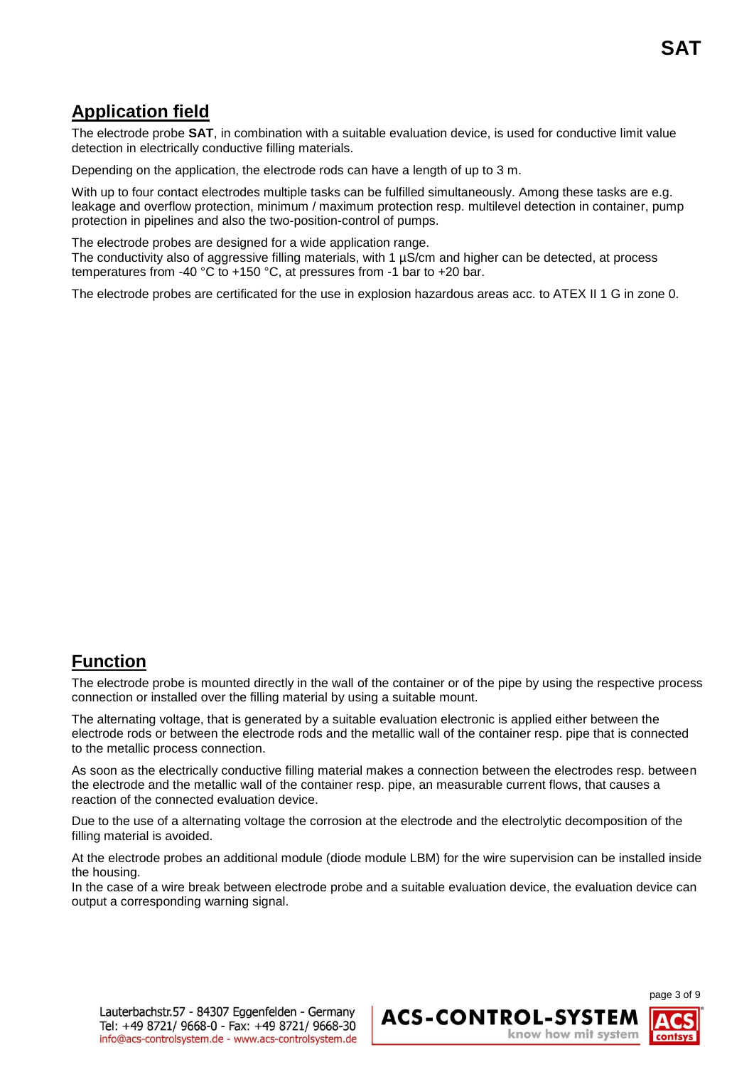## Application field

The electrode probe **SAT**, in combination with a suitable evaluation device, is used for conductive limit value detection in electrically conductive filling materials.

Depending on the application, the electrode rods can have a length of up to 3 m.

With up to four contact electrodes multiple tasks can be fulfilled simultaneously. Among these tasks are e.g. leakage and overflow protection, minimum / maximum protection resp. multilevel detection in container, pump protection in pipelines and also the two-position-control of pumps.

The electrode probes are designed for a wide application range.
The conductivity also of aggressive filling materials, with 1 µS/cm and higher can be detected, at process temperatures from -40 °C to +150 °C, at pressures from -1 bar to +20 bar.

The electrode probes are certificated for the use in explosion hazardous areas acc. to ATEX II 1 G in zone 0.

## Function

The electrode probe is mounted directly in the wall of the container or of the pipe by using the respective process connection or installed over the filling material by using a suitable mount.

The alternating voltage, that is generated by a suitable evaluation electronic is applied either between the electrode rods or between the electrode rods and the metallic wall of the container resp. pipe that is connected to the metallic process connection.

As soon as the electrically conductive filling material makes a connection between the electrodes resp. between the electrode and the metallic wall of the container resp. pipe, an measurable current flows, that causes a reaction of the connected evaluation device.

Due to the use of a alternating voltage the corrosion at the electrode and the electrolytic decomposition of the filling material is avoided.

At the electrode probes an additional module (diode module LBM) for the wire supervision can be installed inside the housing.
In the case of a wire break between electrode probe and a suitable evaluation device, the evaluation device can output a corresponding warning signal.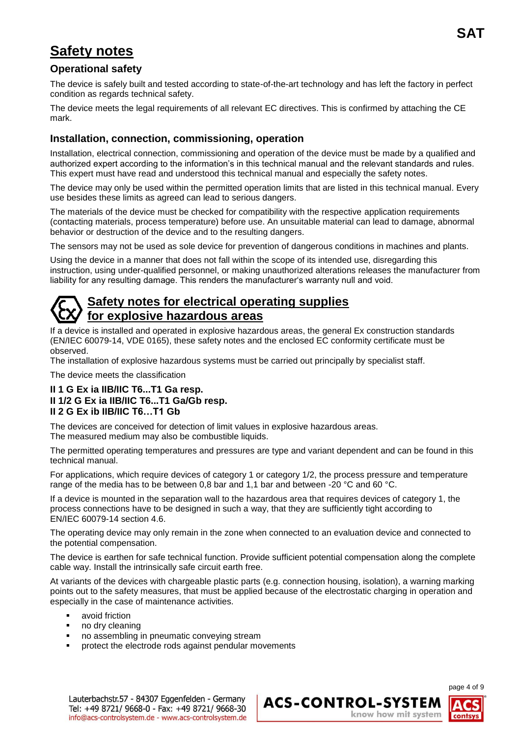# Safety notes

## Operational safety

The device is safely built and tested according to state-of-the-art technology and has left the factory in perfect condition as regards technical safety.

The device meets the legal requirements of all relevant EC directives. This is confirmed by attaching the CE mark.

## Installation, connection, commissioning, operation

Installation, electrical connection, commissioning and operation of the device must be made by a qualified and authorized expert according to the information's in this technical manual and the relevant standards and rules. This expert must have read and understood this technical manual and especially the safety notes.

The device may only be used within the permitted operation limits that are listed in this technical manual. Every use besides these limits as agreed can lead to serious dangers.

The materials of the device must be checked for compatibility with the respective application requirements (contacting materials, process temperature) before use. An unsuitable material can lead to damage, abnormal behavior or destruction of the device and to the resulting dangers.

The sensors may not be used as sole device for prevention of dangerous conditions in machines and plants.

Using the device in a manner that does not fall within the scope of its intended use, disregarding this instruction, using under-qualified personnel, or making unauthorized alterations releases the manufacturer from liability for any resulting damage. This renders the manufacturer's warranty null and void.

# Safety notes for electrical operating supplies for explosive hazardous areas

If a device is installed and operated in explosive hazardous areas, the general Ex construction standards (EN/IEC 60079-14, VDE 0165), these safety notes and the enclosed EC conformity certificate must be observed.
The installation of explosive hazardous systems must be carried out principally by specialist staff.

The device meets the classification

**II 1 G Ex ia IIB/IIC T6...T1 Ga resp.**
**II 1/2 G Ex ia IIB/IIC T6...T1 Ga/Gb resp.**
**II 2 G Ex ib IIB/IIC T6…T1 Gb**

The devices are conceived for detection of limit values in explosive hazardous areas.
The measured medium may also be combustible liquids.

The permitted operating temperatures and pressures are type and variant dependent and can be found in this technical manual.

For applications, which require devices of category 1 or category 1/2, the process pressure and temperature range of the media has to be between 0,8 bar and 1,1 bar and between -20 °C and 60 °C.

If a device is mounted in the separation wall to the hazardous area that requires devices of category 1, the process connections have to be designed in such a way, that they are sufficiently tight according to EN/IEC 60079-14 section 4.6.

The operating device may only remain in the zone when connected to an evaluation device and connected to the potential compensation.

The device is earthen for safe technical function. Provide sufficient potential compensation along the complete cable way. Install the intrinsically safe circuit earth free.

At variants of the devices with chargeable plastic parts (e.g. connection housing, isolation), a warning marking points out to the safety measures, that must be applied because of the electrostatic charging in operation and especially in the case of maintenance activities.

- avoid friction
- no dry cleaning
- no assembling in pneumatic conveying stream
- protect the electrode rods against pendular movements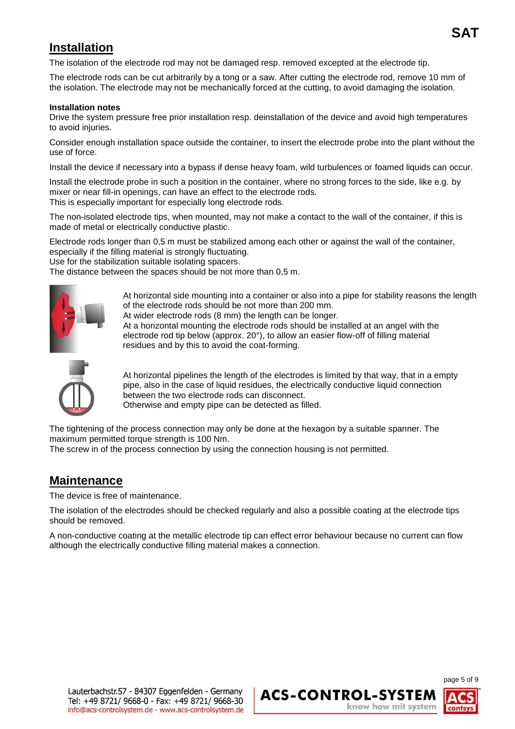## Installation

The isolation of the electrode rod may not be damaged resp. removed excepted at the electrode tip.

The electrode rods can be cut arbitrarily by a tong or a saw. After cutting the electrode rod, remove 10 mm of the isolation. The electrode may not be mechanically forced at the cutting, to avoid damaging the isolation.

**Installation notes**

Drive the system pressure free prior installation resp. deinstallation of the device and avoid high temperatures to avoid injuries.

Consider enough installation space outside the container, to insert the electrode probe into the plant without the use of force.

Install the device if necessary into a bypass if dense heavy foam, wild turbulences or foamed liquids can occur.

Install the electrode probe in such a position in the container, where no strong forces to the side, like e.g. by mixer or near fill-in openings, can have an effect to the electrode rods.
This is especially important for especially long electrode rods.

The non-isolated electrode tips, when mounted, may not make a contact to the wall of the container, if this is made of metal or electrically conductive plastic.

Electrode rods longer than 0,5 m must be stabilized among each other or against the wall of the container, especially if the filling material is strongly fluctuating.
Use for the stabilization suitable isolating spacers.
The distance between the spaces should be not more than 0,5 m.

At horizontal side mounting into a container or also into a pipe for stability reasons the length of the electrode rods should be not more than 200 mm.
At wider electrode rods (8 mm) the length can be longer.
At a horizontal mounting the electrode rods should be installed at an angel with the electrode rod tip below (approx. 20°), to allow an easier flow-off of filling material residues and by this to avoid the coat-forming.

At horizontal pipelines the length of the electrodes is limited by that way, that in a empty pipe, also in the case of liquid residues, the electrically conductive liquid connection between the two electrode rods can disconnect.
Otherwise and empty pipe can be detected as filled.

The tightening of the process connection may only be done at the hexagon by a suitable spanner. The maximum permitted torque strength is 100 Nm.
The screw in of the process connection by using the connection housing is not permitted.

## Maintenance

The device is free of maintenance.

The isolation of the electrodes should be checked regularly and also a possible coating at the electrode tips should be removed.

A non-conductive coating at the metallic electrode tip can effect error behaviour because no current can flow although the electrically conductive filling material makes a connection.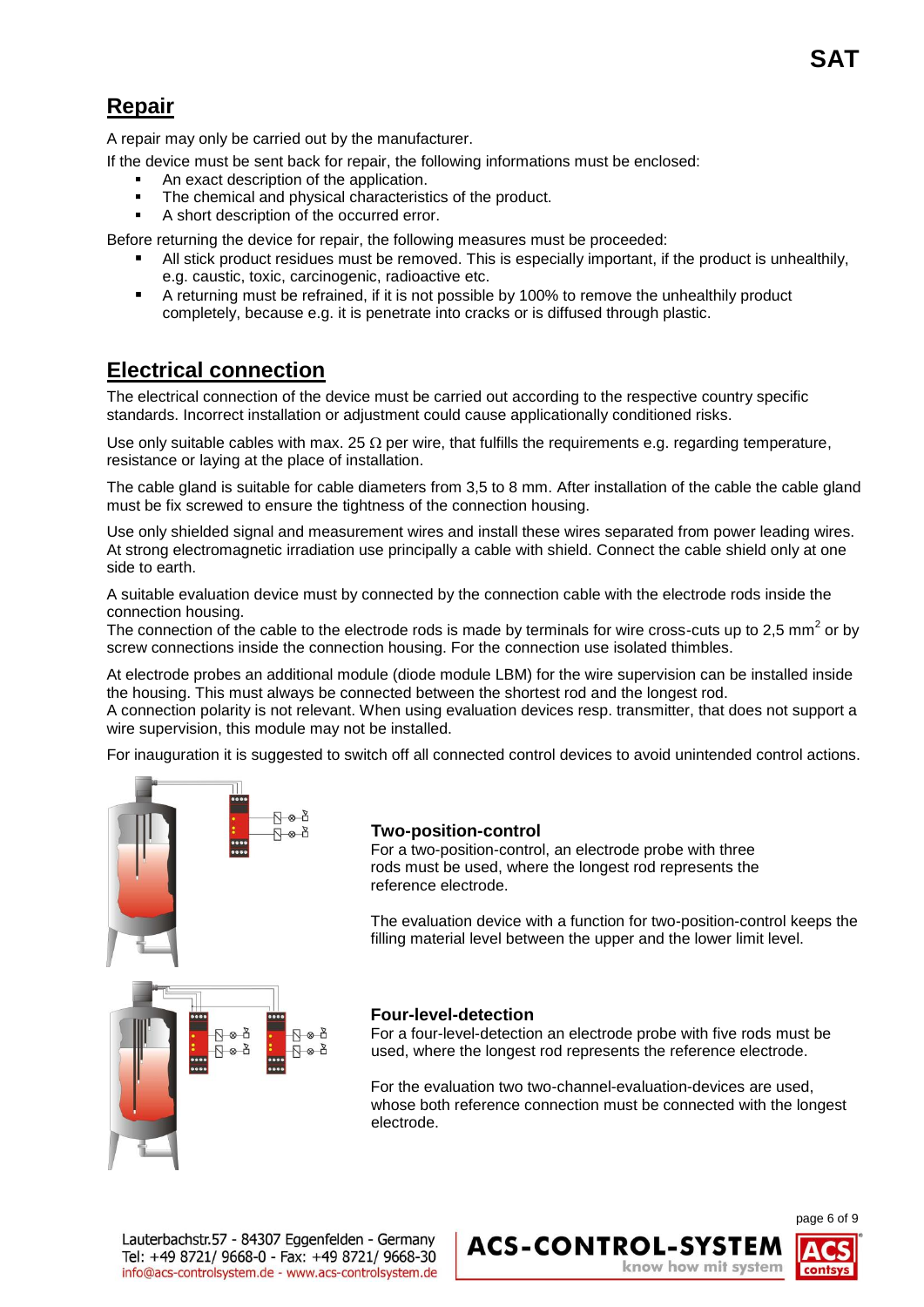## Repair

A repair may only be carried out by the manufacturer.

If the device must be sent back for repair, the following informations must be enclosed:

- An exact description of the application.
- The chemical and physical characteristics of the product.
- A short description of the occurred error.

Before returning the device for repair, the following measures must be proceeded:

- All stick product residues must be removed. This is especially important, if the product is unhealthily, e.g. caustic, toxic, carcinogenic, radioactive etc.
- A returning must be refrained, if it is not possible by 100% to remove the unhealthily product completely, because e.g. it is penetrate into cracks or is diffused through plastic.

## Electrical connection

The electrical connection of the device must be carried out according to the respective country specific standards. Incorrect installation or adjustment could cause applicationally conditioned risks.

Use only suitable cables with max. 25 Ω per wire, that fulfills the requirements e.g. regarding temperature, resistance or laying at the place of installation.

The cable gland is suitable for cable diameters from 3,5 to 8 mm. After installation of the cable the cable gland must be fix screwed to ensure the tightness of the connection housing.

Use only shielded signal and measurement wires and install these wires separated from power leading wires. At strong electromagnetic irradiation use principally a cable with shield. Connect the cable shield only at one side to earth.

A suitable evaluation device must by connected by the connection cable with the electrode rods inside the connection housing.
The connection of the cable to the electrode rods is made by terminals for wire cross-cuts up to 2,5 mm$^2$ or by screw connections inside the connection housing. For the connection use isolated thimbles.

At electrode probes an additional module (diode module LBM) for the wire supervision can be installed inside the housing. This must always be connected between the shortest rod and the longest rod.
A connection polarity is not relevant. When using evaluation devices resp. transmitter, that does not support a wire supervision, this module may not be installed.

For inauguration it is suggested to switch off all connected control devices to avoid unintended control actions.

### Two-position-control

For a two-position-control, an electrode probe with three rods must be used, where the longest rod represents the reference electrode.

The evaluation device with a function for two-position-control keeps the filling material level between the upper and the lower limit level.

### Four-level-detection

For a four-level-detection an electrode probe with five rods must be used, where the longest rod represents the reference electrode.

For the evaluation two two-channel-evaluation-devices are used, whose both reference connection must be connected with the longest electrode.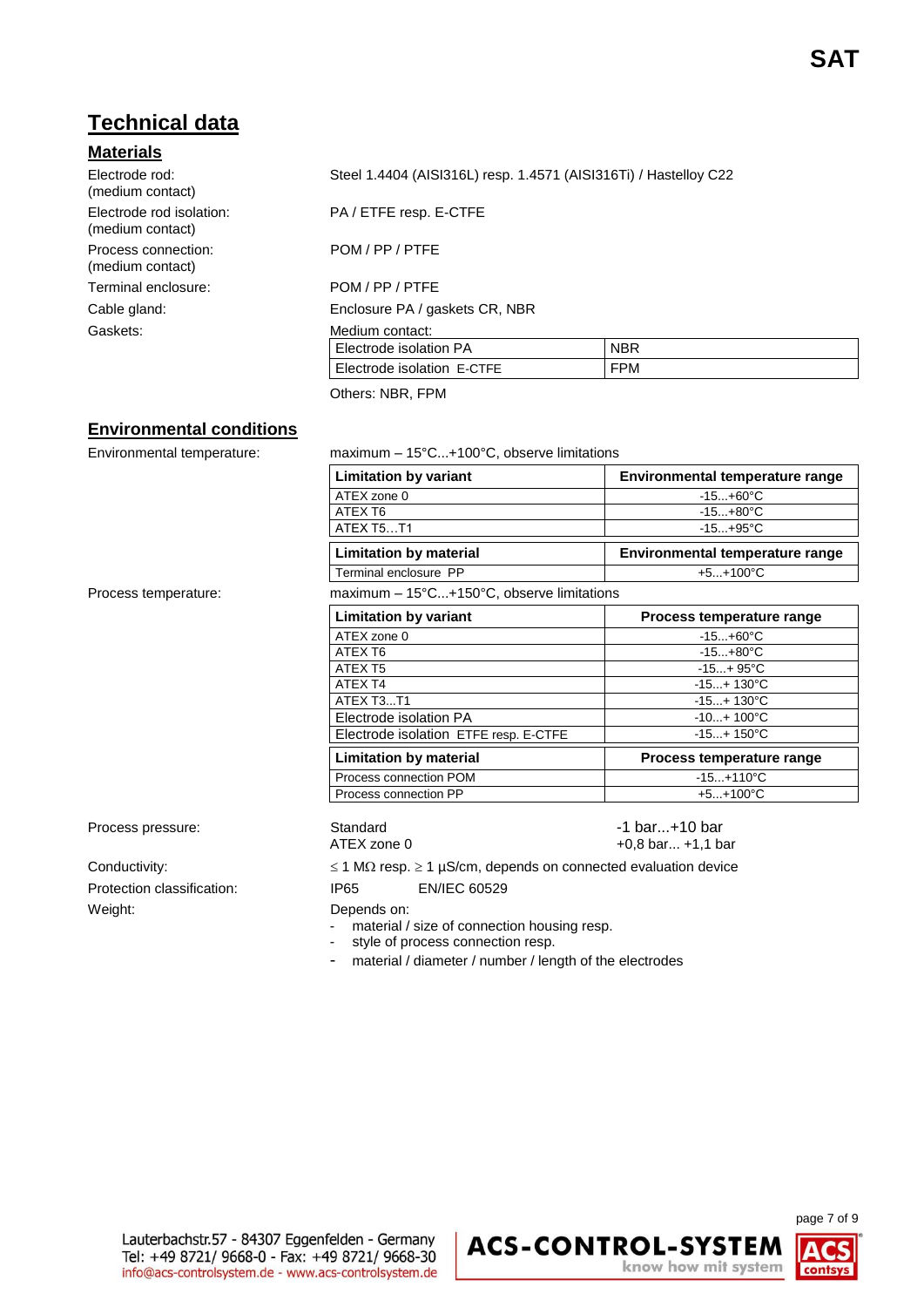# Technical data

## Materials

Electrode rod: (medium contact) — Steel 1.4404 (AISI316L) resp. 1.4571 (AISI316Ti) / Hastelloy C22

Electrode rod isolation: (medium contact) — PA / ETFE resp. E-CTFE

Process connection: (medium contact) — POM / PP / PTFE

Terminal enclosure: — POM / PP / PTFE

Cable gland: — Enclosure PA / gaskets CR, NBR

Gaskets: — Medium contact:

| Medium contact | |
|---|---|
| Electrode isolation PA | NBR |
| Electrode isolation E-CTFE | FPM |

Others: NBR, FPM

## Environmental conditions

Environmental temperature: — maximum – 15°C...+100°C, observe limitations

| Limitation by variant | Environmental temperature range |
|---|---|
| ATEX zone 0 | -15...+60°C |
| ATEX T6 | -15...+80°C |
| ATEX T5...T1 | -15...+95°C |

| Limitation by material | Environmental temperature range |
|---|---|
| Terminal enclosure PP | +5...+100°C |

Process temperature: — maximum – 15°C...+150°C, observe limitations

| Limitation by variant | Process temperature range |
|---|---|
| ATEX zone 0 | -15...+60°C |
| ATEX T6 | -15...+80°C |
| ATEX T5 | -15...+ 95°C |
| ATEX T4 | -15...+ 130°C |
| ATEX T3...T1 | -15...+ 130°C |
| Electrode isolation PA | -10...+ 100°C |
| Electrode isolation ETFE resp. E-CTFE | -15...+ 150°C |

| Limitation by material | Process temperature range |
|---|---|
| Process connection POM | -15...+110°C |
| Process connection PP | +5...+100°C |

Process pressure:

| | |
|---|---|
| Standard | -1 bar...+10 bar |
| ATEX zone 0 | +0,8 bar... +1,1 bar |

Conductivity: — ≤ 1 MΩ resp. ≥ 1 µS/cm, depends on connected evaluation device

Protection classification: — IP65 EN/IEC 60529

Weight: — Depends on:

- material / size of connection housing resp.
- style of process connection resp.
- material / diameter / number / length of the electrodes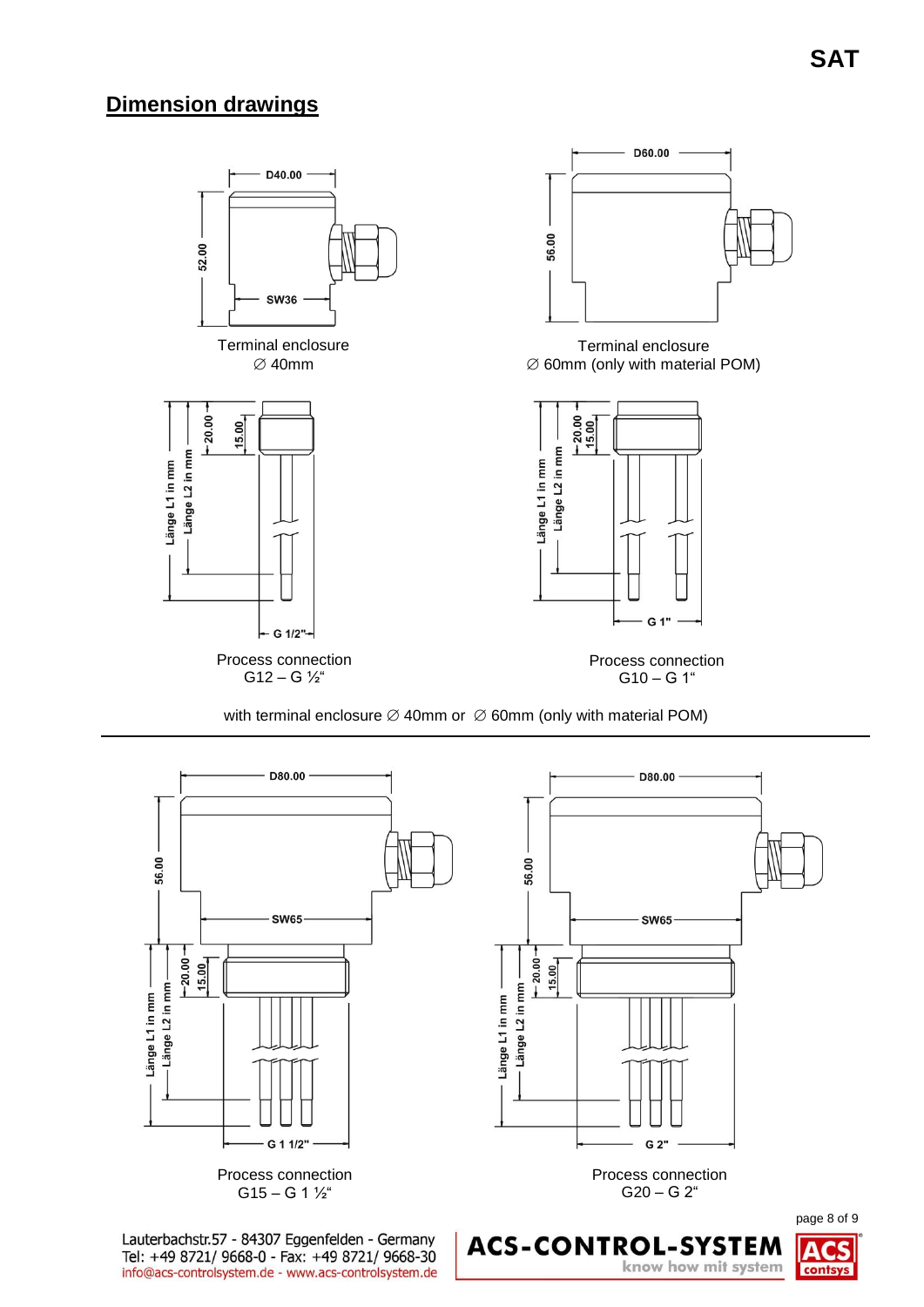## Dimension drawings

D40.00

52.00

SW36

Terminal enclosure
∅ 40mm

D60.00

56.00

Terminal enclosure
∅ 60mm (only with material POM)

Länge L1 in mm

Länge L2 in mm

20.00

15.00

G 1/2"

Process connection
G12 – G ½"

Länge L1 in mm

Länge L2 in mm

20.00

15.00

G 1"

Process connection
G10 – G 1"

with terminal enclosure ∅ 40mm or ∅ 60mm (only with material POM)

D80.00

56.00

SW65

Länge L1 in mm

Länge L2 in mm

20.00

15.00

G 1 1/2"

Process connection
G15 – G 1 ½"

D80.00

56.00

SW65

Länge L1 in mm

Länge L2 in mm

20.00

15.00

G 2"

Process connection
G20 – G 2"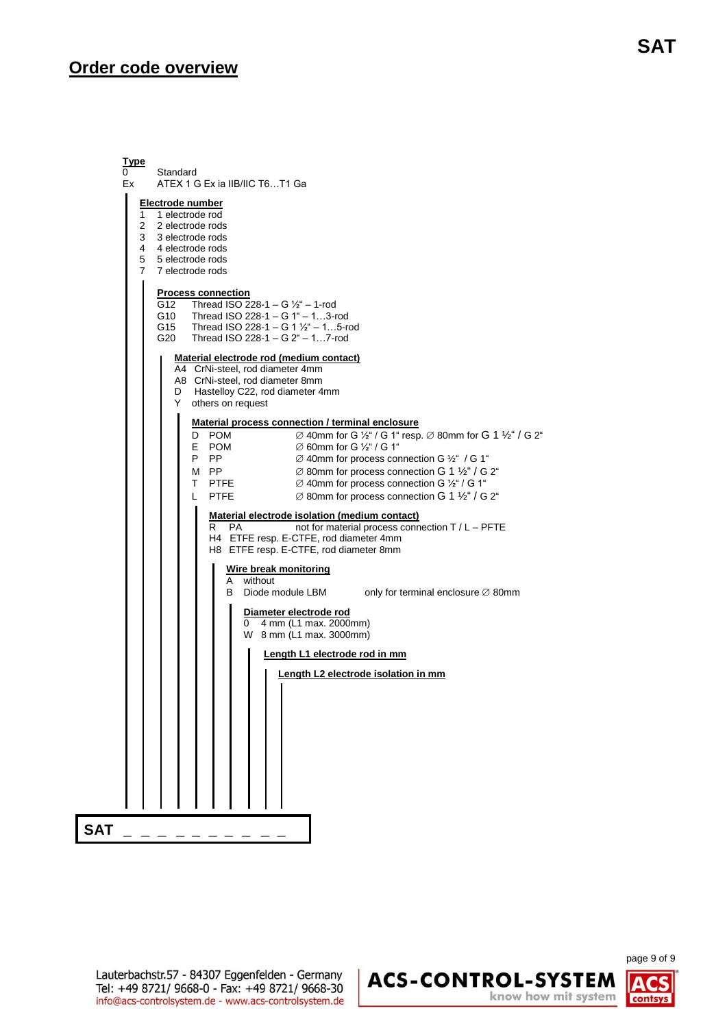# Order code overview

**Type**

| | |
|---|---|
| 0 | Standard |
| Ex | ATEX 1 G Ex ia IIB/IIC T6…T1 Ga |

**Electrode number**

| | |
|---|---|
| 1 | 1 electrode rod |
| 2 | 2 electrode rods |
| 3 | 3 electrode rods |
| 4 | 4 electrode rods |
| 5 | 5 electrode rods |
| 7 | 7 electrode rods |

**Process connection**

| | |
|---|---|
| G12 | Thread ISO 228-1 – G ½" – 1-rod |
| G10 | Thread ISO 228-1 – G 1" – 1…3-rod |
| G15 | Thread ISO 228-1 – G 1 ½" – 1…5-rod |
| G20 | Thread ISO 228-1 – G 2" – 1…7-rod |

**Material electrode rod (medium contact)**

| | |
|---|---|
| A4 | CrNi-steel, rod diameter 4mm |
| A8 | CrNi-steel, rod diameter 8mm |
| D | Hastelloy C22, rod diameter 4mm |
| Y | others on request |

**Material process connection / terminal enclosure**

| | | |
|---|---|---|
| D | POM | ∅ 40mm for G ½" / G 1" resp. ∅ 80mm for G 1 ½" / G 2" |
| E | POM | ∅ 60mm for G ½" / G 1" |
| P | PP | ∅ 40mm for process connection G ½" / G 1" |
| M | PP | ∅ 80mm for process connection G 1 ½" / G 2" |
| T | PTFE | ∅ 40mm for process connection G ½" / G 1" |
| L | PTFE | ∅ 80mm for process connection G 1 ½" / G 2" |

**Material electrode isolation (medium contact)**

| | |
|---|---|
| R | PA — not for material process connection T / L – PFTE |
| H4 | ETFE resp. E-CTFE, rod diameter 4mm |
| H8 | ETFE resp. E-CTFE, rod diameter 8mm |

**Wire break monitoring**

| | |
|---|---|
| A | without |
| B | Diode module LBM — only for terminal enclosure ∅ 80mm |

**Diameter electrode rod**

| | |
|---|---|
| 0 | 4 mm (L1 max. 2000mm) |
| W | 8 mm (L1 max. 3000mm) |

**Length L1 electrode rod in mm**

**Length L2 electrode isolation in mm**

**SAT _ _ _ _ _ _ _ _ _ _ _**

Lauterbachstr.57 - 84307 Eggenfelden - Germany
Tel: +49 8721/ 9668-0 - Fax: +49 8721/ 9668-30
info@acs-controlsystem.de - www.acs-controlsystem.de

ACS-CONTROL-SYSTEM know how mit system